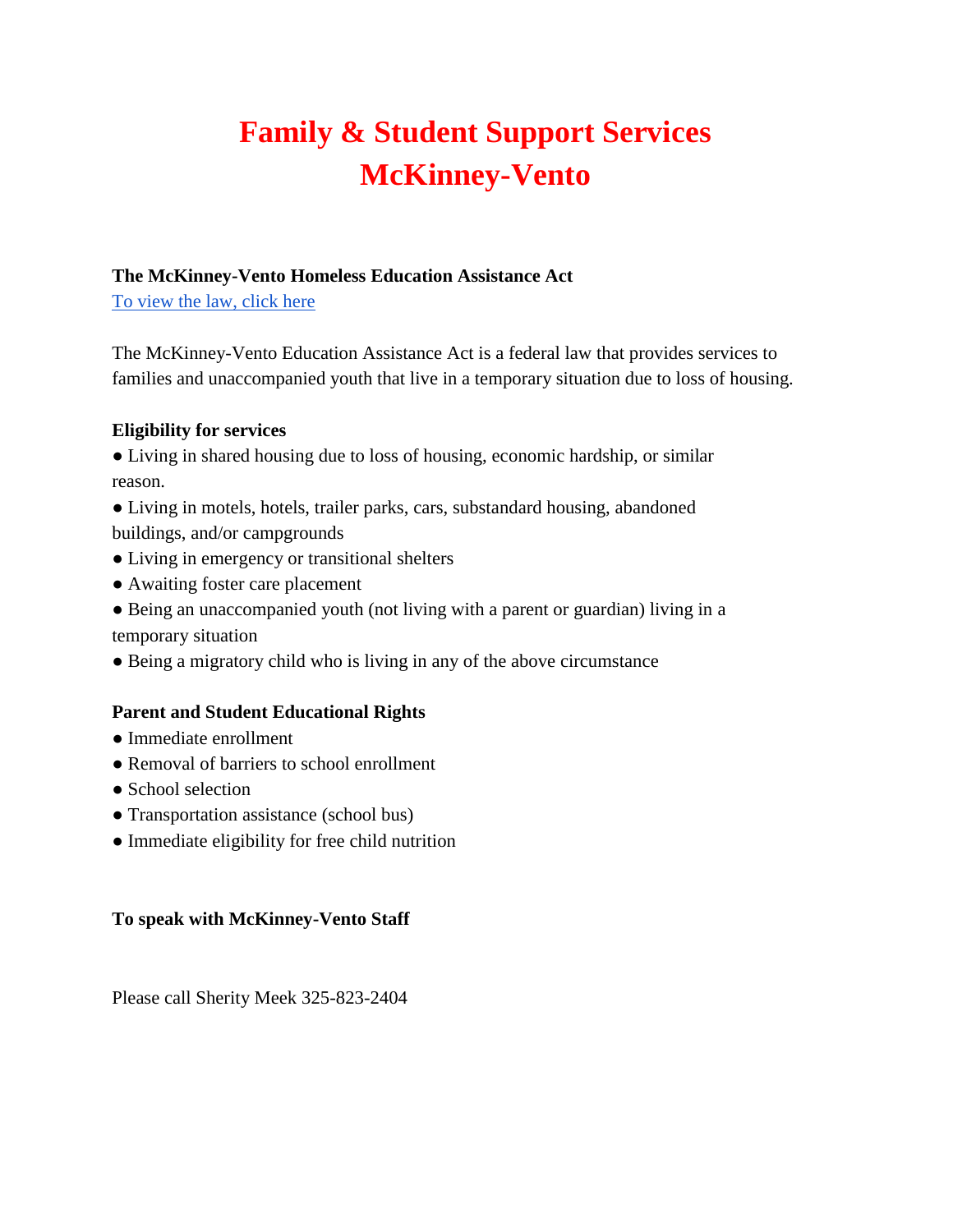# Family & Student Support Services
# McKinney-Vento

**The McKinney-Vento Homeless Education Assistance Act**

[To view the law, click here]()

The McKinney-Vento Education Assistance Act is a federal law that provides services to families and unaccompanied youth that live in a temporary situation due to loss of housing.

**Eligibility for services**

- Living in shared housing due to loss of housing, economic hardship, or similar reason.
- Living in motels, hotels, trailer parks, cars, substandard housing, abandoned buildings, and/or campgrounds
- Living in emergency or transitional shelters
- Awaiting foster care placement
- Being an unaccompanied youth (not living with a parent or guardian) living in a temporary situation
- Being a migratory child who is living in any of the above circumstance

**Parent and Student Educational Rights**

- Immediate enrollment
- Removal of barriers to school enrollment
- School selection
- Transportation assistance (school bus)
- Immediate eligibility for free child nutrition

**To speak with McKinney-Vento Staff**

Please call Sherity Meek 325-823-2404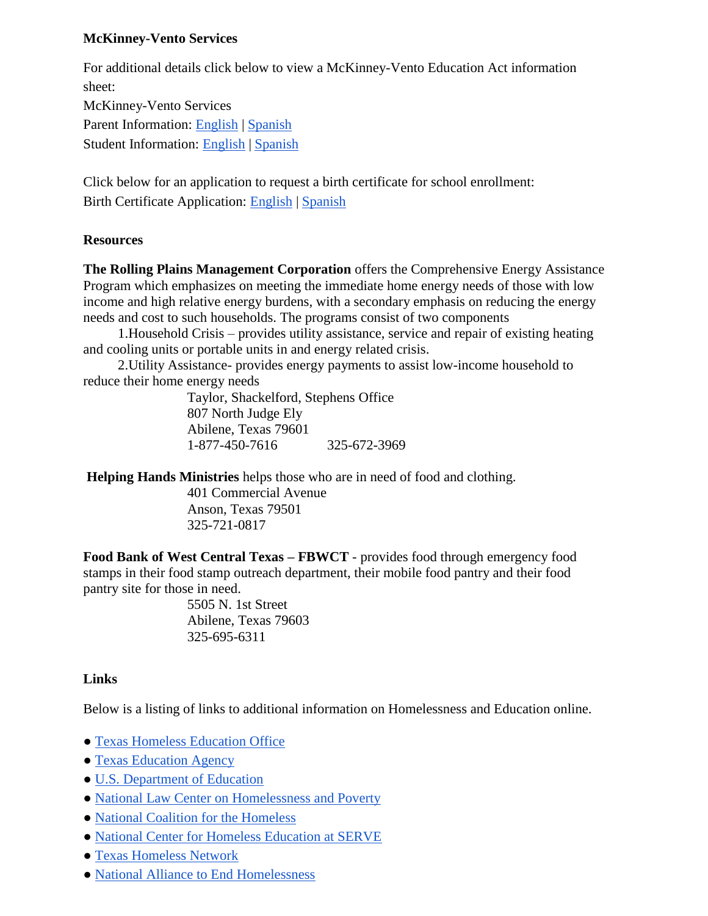**McKinney-Vento Services**

For additional details click below to view a McKinney-Vento Education Act information sheet:
McKinney-Vento Services
Parent Information: English | Spanish
Student Information: English | Spanish

Click below for an application to request a birth certificate for school enrollment:
Birth Certificate Application: English | Spanish

**Resources**

**The Rolling Plains Management Corporation** offers the Comprehensive Energy Assistance Program which emphasizes on meeting the immediate home energy needs of those with low income and high relative energy burdens, with a secondary emphasis on reducing the energy needs and cost to such households. The programs consist of two components

1. Household Crisis – provides utility assistance, service and repair of existing heating and cooling units or portable units in and energy related crisis.
2. Utility Assistance- provides energy payments to assist low-income household to reduce their home energy needs

Taylor, Shackelford, Stephens Office
807 North Judge Ely
Abilene, Texas 79601
1-877-450-7616 325-672-3969

**Helping Hands Ministries** helps those who are in need of food and clothing.

401 Commercial Avenue
Anson, Texas 79501
325-721-0817

**Food Bank of West Central Texas – FBWCT** - provides food through emergency food stamps in their food stamp outreach department, their mobile food pantry and their food pantry site for those in need.

5505 N. 1st Street
Abilene, Texas 79603
325-695-6311

**Links**

Below is a listing of links to additional information on Homelessness and Education online.

- Texas Homeless Education Office
- Texas Education Agency
- U.S. Department of Education
- National Law Center on Homelessness and Poverty
- National Coalition for the Homeless
- National Center for Homeless Education at SERVE
- Texas Homeless Network
- National Alliance to End Homelessness